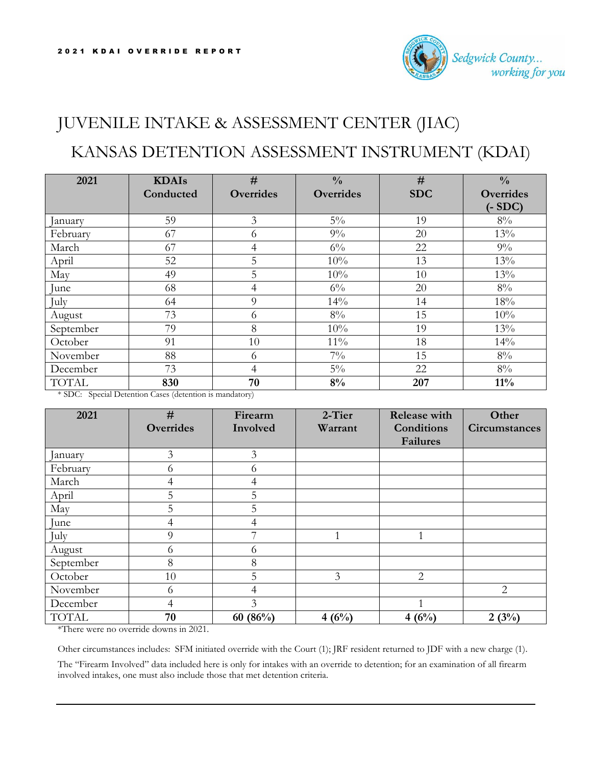2021 KDAI OVERRIDE REPORT

Sedgwick County... working for you

# JUVENILE INTAKE & ASSESSMENT CENTER (JIAC)

# KANSAS DETENTION ASSESSMENT INSTRUMENT (KDAI)

| 2021 | KDAIs Conducted | # Overrides | % Overrides | # SDC | % Overrides (- SDC) |
|---|---|---|---|---|---|
| January | 59 | 3 | 5% | 19 | 8% |
| February | 67 | 6 | 9% | 20 | 13% |
| March | 67 | 4 | 6% | 22 | 9% |
| April | 52 | 5 | 10% | 13 | 13% |
| May | 49 | 5 | 10% | 10 | 13% |
| June | 68 | 4 | 6% | 20 | 8% |
| July | 64 | 9 | 14% | 14 | 18% |
| August | 73 | 6 | 8% | 15 | 10% |
| September | 79 | 8 | 10% | 19 | 13% |
| October | 91 | 10 | 11% | 18 | 14% |
| November | 88 | 6 | 7% | 15 | 8% |
| December | 73 | 4 | 5% | 22 | 8% |
| TOTAL | **830** | **70** | **8%** | **207** | **11%** |

* SDC: Special Detention Cases (detention is mandatory)

| 2021 | # Overrides | Firearm Involved | 2-Tier Warrant | Release with Conditions Failures | Other Circumstances |
|---|---|---|---|---|---|
| January | 3 | 3 | | | |
| February | 6 | 6 | | | |
| March | 4 | 4 | | | |
| April | 5 | 5 | | | |
| May | 5 | 5 | | | |
| June | 4 | 4 | | | |
| July | 9 | 7 | 1 | 1 | |
| August | 6 | 6 | | | |
| September | 8 | 8 | | | |
| October | 10 | 5 | 3 | 2 | |
| November | 6 | 4 | | | 2 |
| December | 4 | 3 | | 1 | |
| TOTAL | **70** | **60 (86%)** | **4 (6%)** | **4 (6%)** | **2 (3%)** |

*There were no override downs in 2021.

Other circumstances includes: SFM initiated override with the Court (1); JRF resident returned to JDF with a new charge (1).

The "Firearm Involved" data included here is only for intakes with an override to detention; for an examination of all firearm involved intakes, one must also include those that met detention criteria.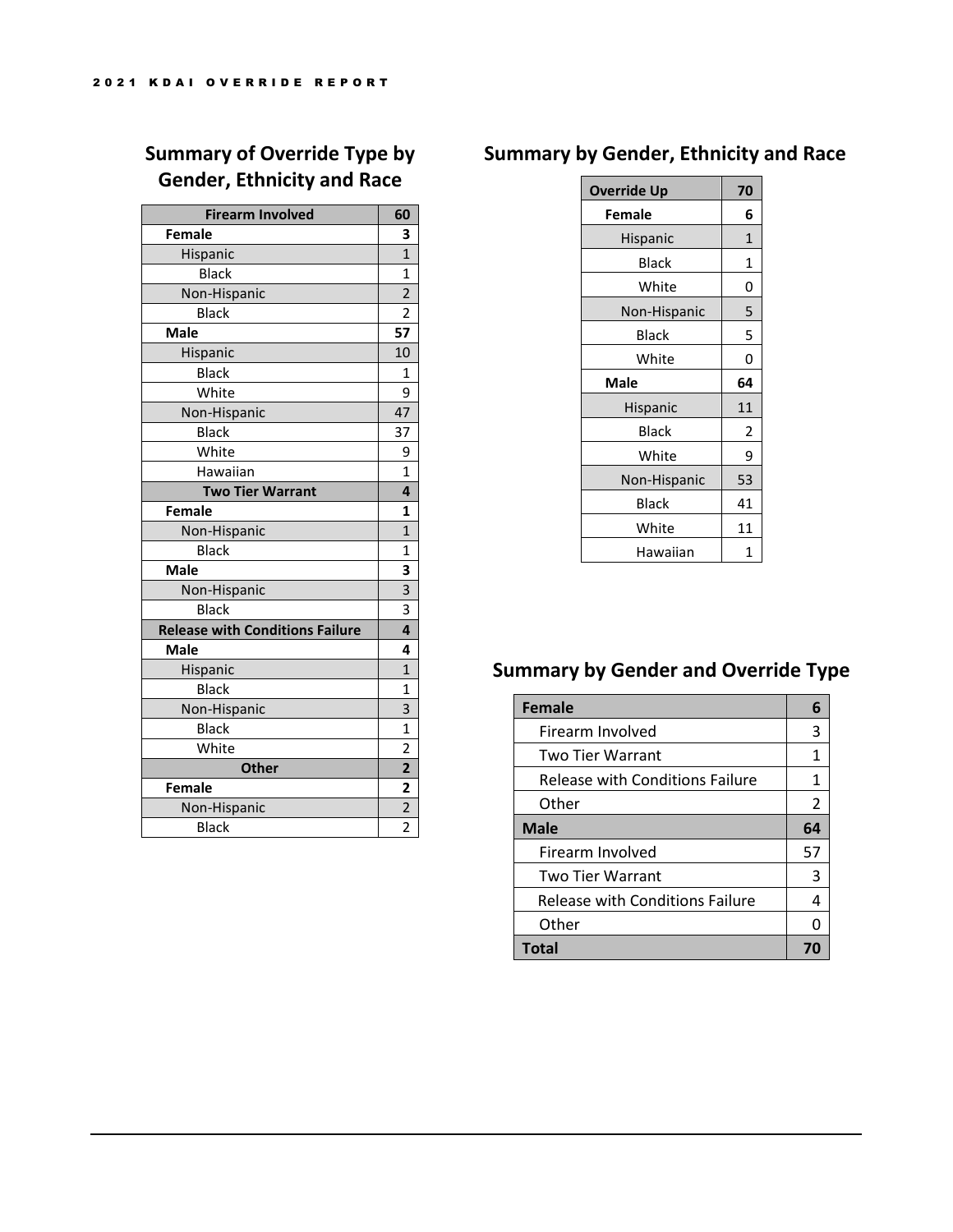## Summary of Override Type by Gender, Ethnicity and Race

| Firearm Involved | 60 |
|---|---|
| Female | 3 |
| Hispanic | 1 |
| Black | 1 |
| Non-Hispanic | 2 |
| Black | 2 |
| Male | 57 |
| Hispanic | 10 |
| Black | 1 |
| White | 9 |
| Non-Hispanic | 47 |
| Black | 37 |
| White | 9 |
| Hawaiian | 1 |
| **Two Tier Warrant** | **4** |
| Female | 1 |
| Non-Hispanic | 1 |
| Black | 1 |
| Male | 3 |
| Non-Hispanic | 3 |
| Black | 3 |
| **Release with Conditions Failure** | **4** |
| Male | 4 |
| Hispanic | 1 |
| Black | 1 |
| Non-Hispanic | 3 |
| Black | 1 |
| White | 2 |
| **Other** | **2** |
| Female | 2 |
| Non-Hispanic | 2 |
| Black | 2 |

## Summary by Gender, Ethnicity and Race

| Override Up | 70 |
|---|---|
| Female | 6 |
| Hispanic | 1 |
| Black | 1 |
| White | 0 |
| Non-Hispanic | 5 |
| Black | 5 |
| White | 0 |
| Male | 64 |
| Hispanic | 11 |
| Black | 2 |
| White | 9 |
| Non-Hispanic | 53 |
| Black | 41 |
| White | 11 |
| Hawaiian | 1 |

## Summary by Gender and Override Type

| Female | 6 |
|---|---|
| Firearm Involved | 3 |
| Two Tier Warrant | 1 |
| Release with Conditions Failure | 1 |
| Other | 2 |
| **Male** | **64** |
| Firearm Involved | 57 |
| Two Tier Warrant | 3 |
| Release with Conditions Failure | 4 |
| Other | 0 |
| **Total** | **70** |